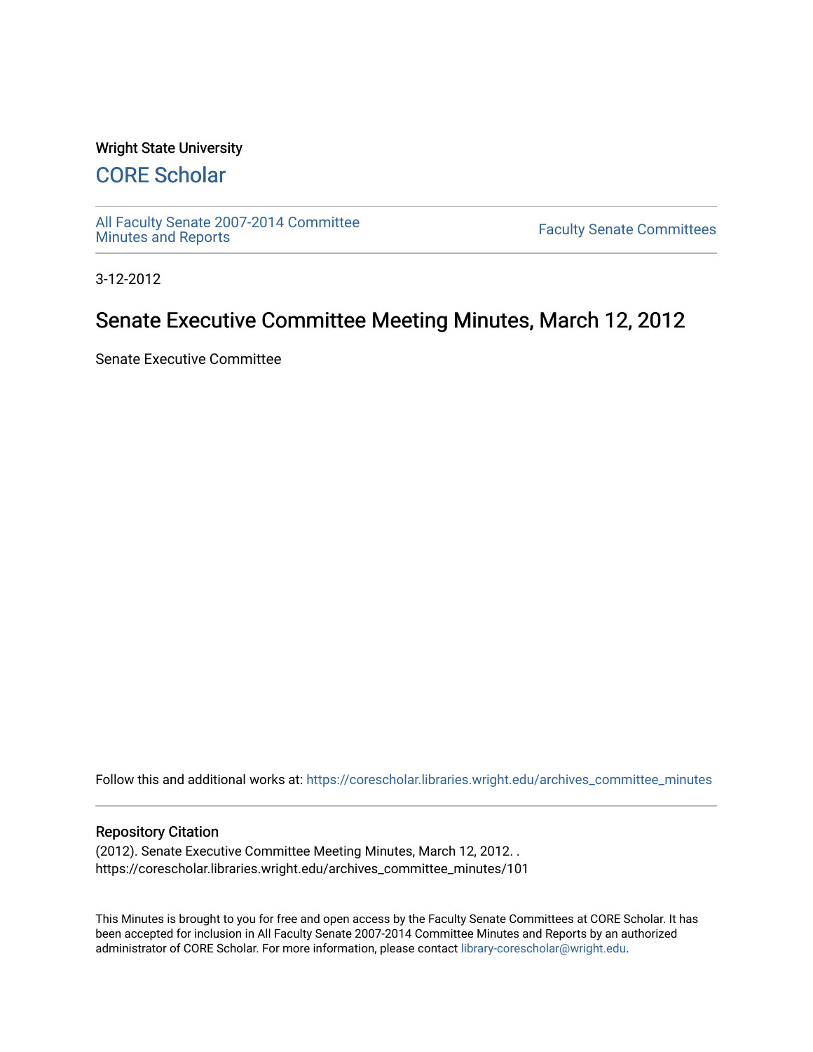Wright State University

## CORE Scholar

All Faculty Senate 2007-2014 Committee Minutes and Reports

Faculty Senate Committees

3-12-2012

# Senate Executive Committee Meeting Minutes, March 12, 2012

Senate Executive Committee

Follow this and additional works at: https://corescholar.libraries.wright.edu/archives_committee_minutes

### Repository Citation

(2012). Senate Executive Committee Meeting Minutes, March 12, 2012. .
https://corescholar.libraries.wright.edu/archives_committee_minutes/101

This Minutes is brought to you for free and open access by the Faculty Senate Committees at CORE Scholar. It has been accepted for inclusion in All Faculty Senate 2007-2014 Committee Minutes and Reports by an authorized administrator of CORE Scholar. For more information, please contact library-corescholar@wright.edu.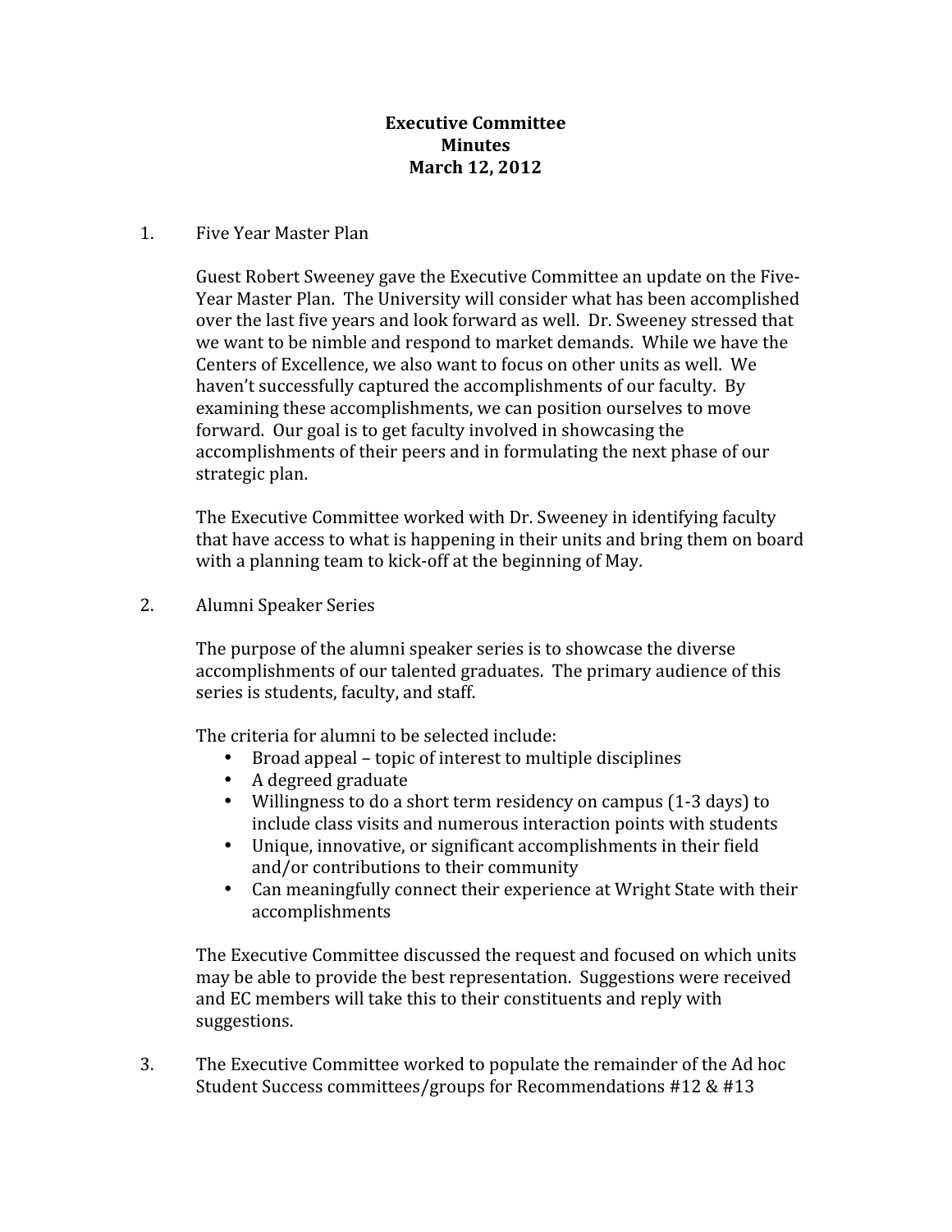**Executive Committee**
**Minutes**
**March 12, 2012**

1. Five Year Master Plan

   Guest Robert Sweeney gave the Executive Committee an update on the Five-Year Master Plan. The University will consider what has been accomplished over the last five years and look forward as well. Dr. Sweeney stressed that we want to be nimble and respond to market demands. While we have the Centers of Excellence, we also want to focus on other units as well. We haven't successfully captured the accomplishments of our faculty. By examining these accomplishments, we can position ourselves to move forward. Our goal is to get faculty involved in showcasing the accomplishments of their peers and in formulating the next phase of our strategic plan.

   The Executive Committee worked with Dr. Sweeney in identifying faculty that have access to what is happening in their units and bring them on board with a planning team to kick-off at the beginning of May.

2. Alumni Speaker Series

   The purpose of the alumni speaker series is to showcase the diverse accomplishments of our talented graduates. The primary audience of this series is students, faculty, and staff.

   The criteria for alumni to be selected include:

   - Broad appeal – topic of interest to multiple disciplines
   - A degreed graduate
   - Willingness to do a short term residency on campus (1-3 days) to include class visits and numerous interaction points with students
   - Unique, innovative, or significant accomplishments in their field and/or contributions to their community
   - Can meaningfully connect their experience at Wright State with their accomplishments

   The Executive Committee discussed the request and focused on which units may be able to provide the best representation. Suggestions were received and EC members will take this to their constituents and reply with suggestions.

3. The Executive Committee worked to populate the remainder of the Ad hoc Student Success committees/groups for Recommendations #12 & #13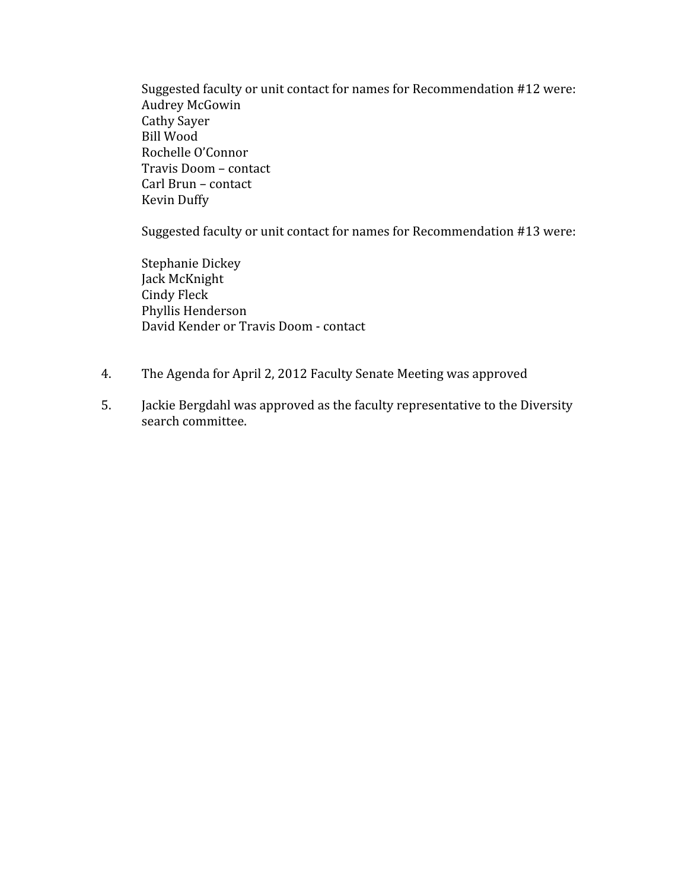Suggested faculty or unit contact for names for Recommendation #12 were:
Audrey McGowin
Cathy Sayer
Bill Wood
Rochelle O'Connor
Travis Doom – contact
Carl Brun – contact
Kevin Duffy

Suggested faculty or unit contact for names for Recommendation #13 were:

Stephanie Dickey
Jack McKnight
Cindy Fleck
Phyllis Henderson
David Kender or Travis Doom - contact

4. The Agenda for April 2, 2012 Faculty Senate Meeting was approved

5. Jackie Bergdahl was approved as the faculty representative to the Diversity search committee.